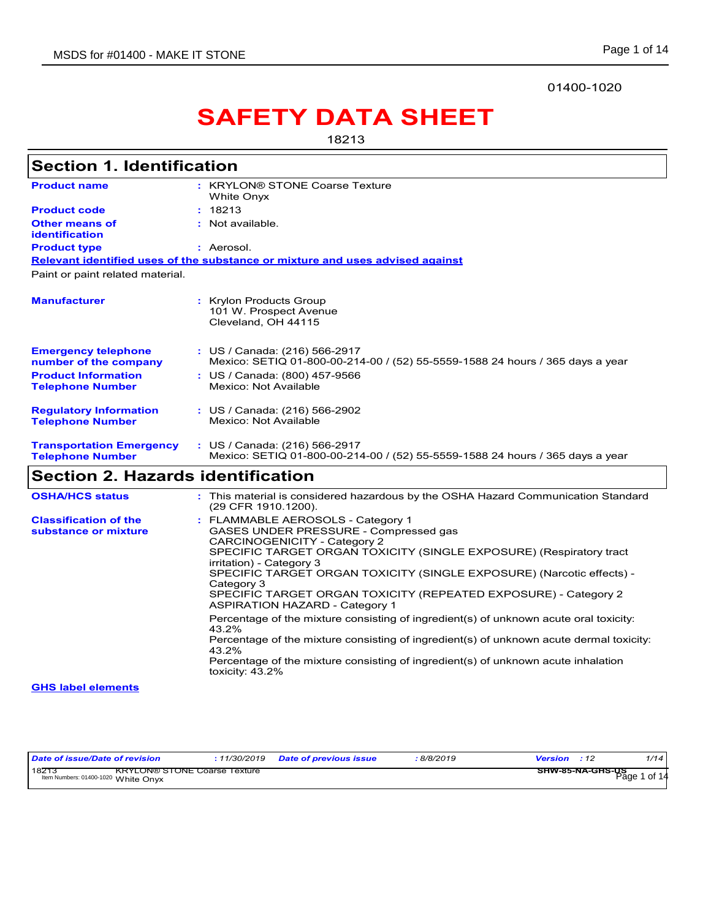01400-1020

# SAFETY DATA SHEET

18213

## Section 1. Identification

**Product name** : KRYLON® STONE Coarse Texture White Onyx

**Product code** : 18213

**Other means of identification** : Not available.

**Product type** : Aerosol.

**Relevant identified uses of the substance or mixture and uses advised against**

Paint or paint related material.

**Manufacturer** : Krylon Products Group
101 W. Prospect Avenue
Cleveland, OH 44115

**Emergency telephone number of the company** : US / Canada: (216) 566-2917
Mexico: SETIQ 01-800-00-214-00 / (52) 55-5559-1588 24 hours / 365 days a year

**Product Information Telephone Number** : US / Canada: (800) 457-9566
Mexico: Not Available

**Regulatory Information Telephone Number** : US / Canada: (216) 566-2902
Mexico: Not Available

**Transportation Emergency Telephone Number** : US / Canada: (216) 566-2917
Mexico: SETIQ 01-800-00-214-00 / (52) 55-5559-1588 24 hours / 365 days a year

## Section 2. Hazards identification

**OSHA/HCS status** : This material is considered hazardous by the OSHA Hazard Communication Standard (29 CFR 1910.1200).

**Classification of the substance or mixture** : FLAMMABLE AEROSOLS - Category 1
GASES UNDER PRESSURE - Compressed gas
CARCINOGENICITY - Category 2
SPECIFIC TARGET ORGAN TOXICITY (SINGLE EXPOSURE) (Respiratory tract irritation) - Category 3
SPECIFIC TARGET ORGAN TOXICITY (SINGLE EXPOSURE) (Narcotic effects) - Category 3
SPECIFIC TARGET ORGAN TOXICITY (REPEATED EXPOSURE) - Category 2
ASPIRATION HAZARD - Category 1

Percentage of the mixture consisting of ingredient(s) of unknown acute oral toxicity: 43.2%
Percentage of the mixture consisting of ingredient(s) of unknown acute dermal toxicity: 43.2%
Percentage of the mixture consisting of ingredient(s) of unknown acute inhalation toxicity: 43.2%

**GHS label elements**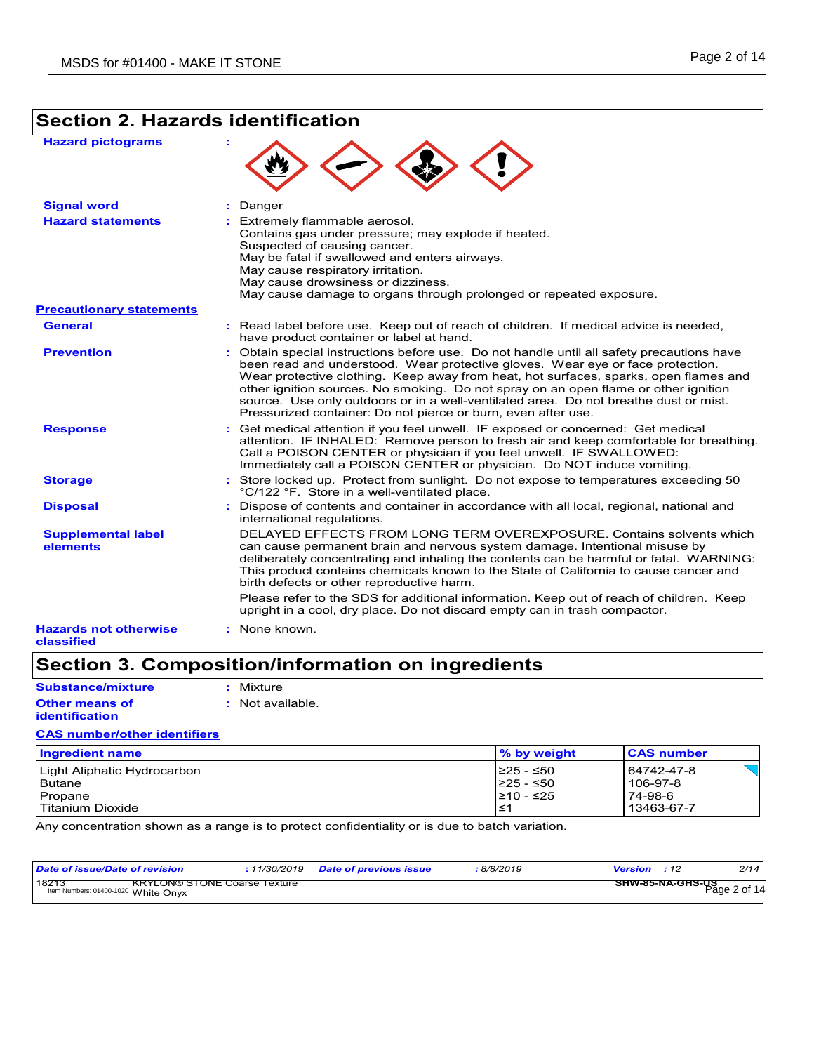## Section 2. Hazards identification

**Hazard pictograms** :

**Signal word** : Danger

**Hazard statements** : Extremely flammable aerosol.
Contains gas under pressure; may explode if heated.
Suspected of causing cancer.
May be fatal if swallowed and enters airways.
May cause respiratory irritation.
May cause drowsiness or dizziness.
May cause damage to organs through prolonged or repeated exposure.

**Precautionary statements**

**General** : Read label before use. Keep out of reach of children. If medical advice is needed, have product container or label at hand.

**Prevention** : Obtain special instructions before use. Do not handle until all safety precautions have been read and understood. Wear protective gloves. Wear eye or face protection. Wear protective clothing. Keep away from heat, hot surfaces, sparks, open flames and other ignition sources. No smoking. Do not spray on an open flame or other ignition source. Use only outdoors or in a well-ventilated area. Do not breathe dust or mist. Pressurized container: Do not pierce or burn, even after use.

**Response** : Get medical attention if you feel unwell. IF exposed or concerned: Get medical attention. IF INHALED: Remove person to fresh air and keep comfortable for breathing. Call a POISON CENTER or physician if you feel unwell. IF SWALLOWED: Immediately call a POISON CENTER or physician. Do NOT induce vomiting.

**Storage** : Store locked up. Protect from sunlight. Do not expose to temperatures exceeding 50 °C/122 °F. Store in a well-ventilated place.

**Disposal** : Dispose of contents and container in accordance with all local, regional, national and international regulations.

**Supplemental label elements** DELAYED EFFECTS FROM LONG TERM OVEREXPOSURE. Contains solvents which can cause permanent brain and nervous system damage. Intentional misuse by deliberately concentrating and inhaling the contents can be harmful or fatal. WARNING: This product contains chemicals known to the State of California to cause cancer and birth defects or other reproductive harm.

Please refer to the SDS for additional information. Keep out of reach of children. Keep upright in a cool, dry place. Do not discard empty can in trash compactor.

**Hazards not otherwise classified** : None known.

## Section 3. Composition/information on ingredients

**Substance/mixture** : Mixture

**Other means of identification** : Not available.

**CAS number/other identifiers**

| Ingredient name | % by weight | CAS number |
|---|---|---|
| Light Aliphatic Hydrocarbon | ≥25 - ≤50 | 64742-47-8 |
| Butane | ≥25 - ≤50 | 106-97-8 |
| Propane | ≥10 - ≤25 | 74-98-6 |
| Titanium Dioxide | ≤1 | 13463-67-7 |

Any concentration shown as a range is to protect confidentiality or is due to batch variation.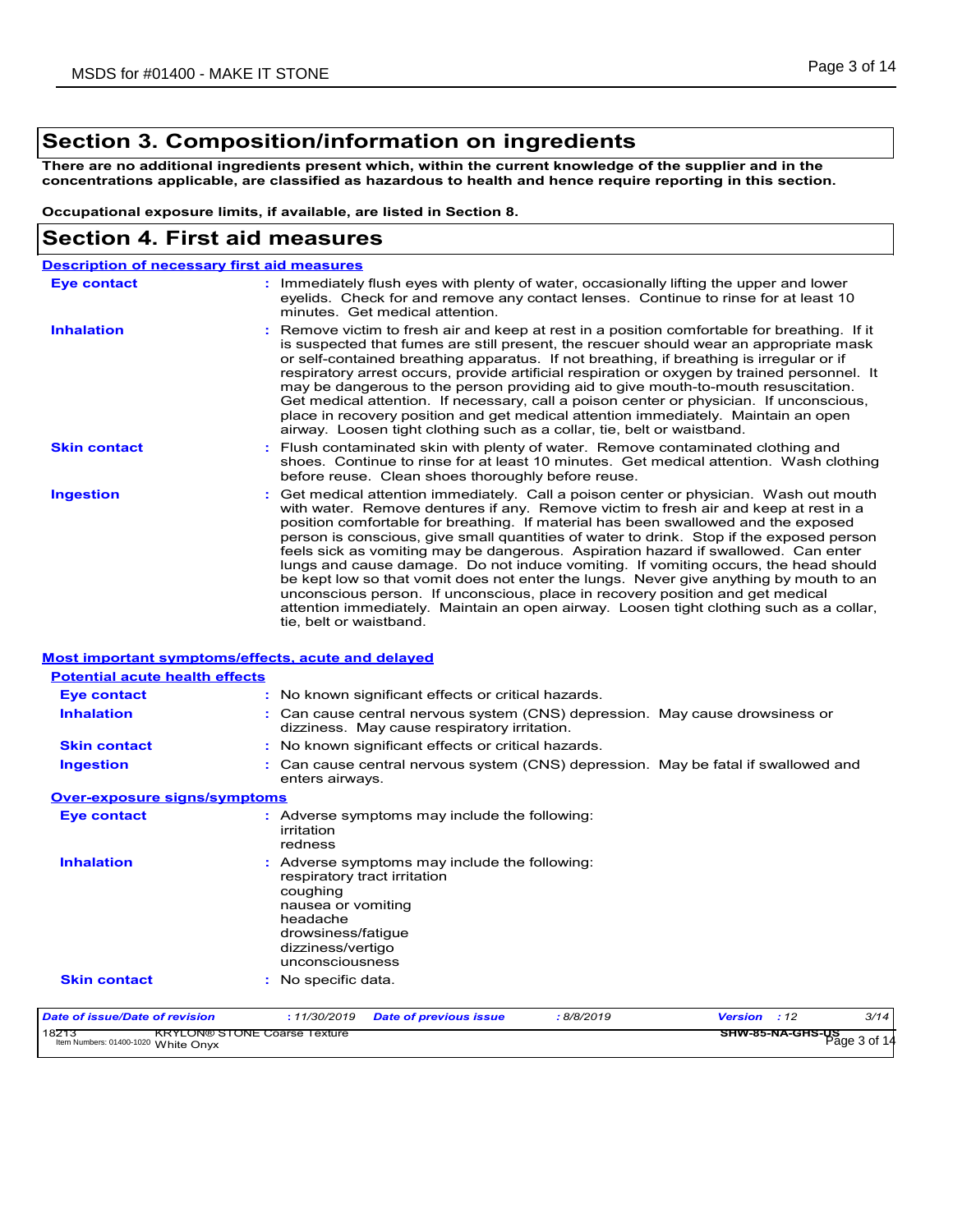## Section 3. Composition/information on ingredients

**There are no additional ingredients present which, within the current knowledge of the supplier and in the concentrations applicable, are classified as hazardous to health and hence require reporting in this section.**

**Occupational exposure limits, if available, are listed in Section 8.**

## Section 4. First aid measures

### Description of necessary first aid measures

**Eye contact** : Immediately flush eyes with plenty of water, occasionally lifting the upper and lower eyelids. Check for and remove any contact lenses. Continue to rinse for at least 10 minutes. Get medical attention.

**Inhalation** : Remove victim to fresh air and keep at rest in a position comfortable for breathing. If it is suspected that fumes are still present, the rescuer should wear an appropriate mask or self-contained breathing apparatus. If not breathing, if breathing is irregular or if respiratory arrest occurs, provide artificial respiration or oxygen by trained personnel. It may be dangerous to the person providing aid to give mouth-to-mouth resuscitation. Get medical attention. If necessary, call a poison center or physician. If unconscious, place in recovery position and get medical attention immediately. Maintain an open airway. Loosen tight clothing such as a collar, tie, belt or waistband.

**Skin contact** : Flush contaminated skin with plenty of water. Remove contaminated clothing and shoes. Continue to rinse for at least 10 minutes. Get medical attention. Wash clothing before reuse. Clean shoes thoroughly before reuse.

**Ingestion** : Get medical attention immediately. Call a poison center or physician. Wash out mouth with water. Remove dentures if any. Remove victim to fresh air and keep at rest in a position comfortable for breathing. If material has been swallowed and the exposed person is conscious, give small quantities of water to drink. Stop if the exposed person feels sick as vomiting may be dangerous. Aspiration hazard if swallowed. Can enter lungs and cause damage. Do not induce vomiting. If vomiting occurs, the head should be kept low so that vomit does not enter the lungs. Never give anything by mouth to an unconscious person. If unconscious, place in recovery position and get medical attention immediately. Maintain an open airway. Loosen tight clothing such as a collar, tie, belt or waistband.

### Most important symptoms/effects, acute and delayed

#### Potential acute health effects

**Eye contact** : No known significant effects or critical hazards.

**Inhalation** : Can cause central nervous system (CNS) depression. May cause drowsiness or dizziness. May cause respiratory irritation.

**Skin contact** : No known significant effects or critical hazards.

**Ingestion** : Can cause central nervous system (CNS) depression. May be fatal if swallowed and enters airways.

#### Over-exposure signs/symptoms

**Eye contact** : Adverse symptoms may include the following:
irritation
redness

**Inhalation** : Adverse symptoms may include the following:
respiratory tract irritation
coughing
nausea or vomiting
headache
drowsiness/fatigue
dizziness/vertigo
unconsciousness

**Skin contact** : No specific data.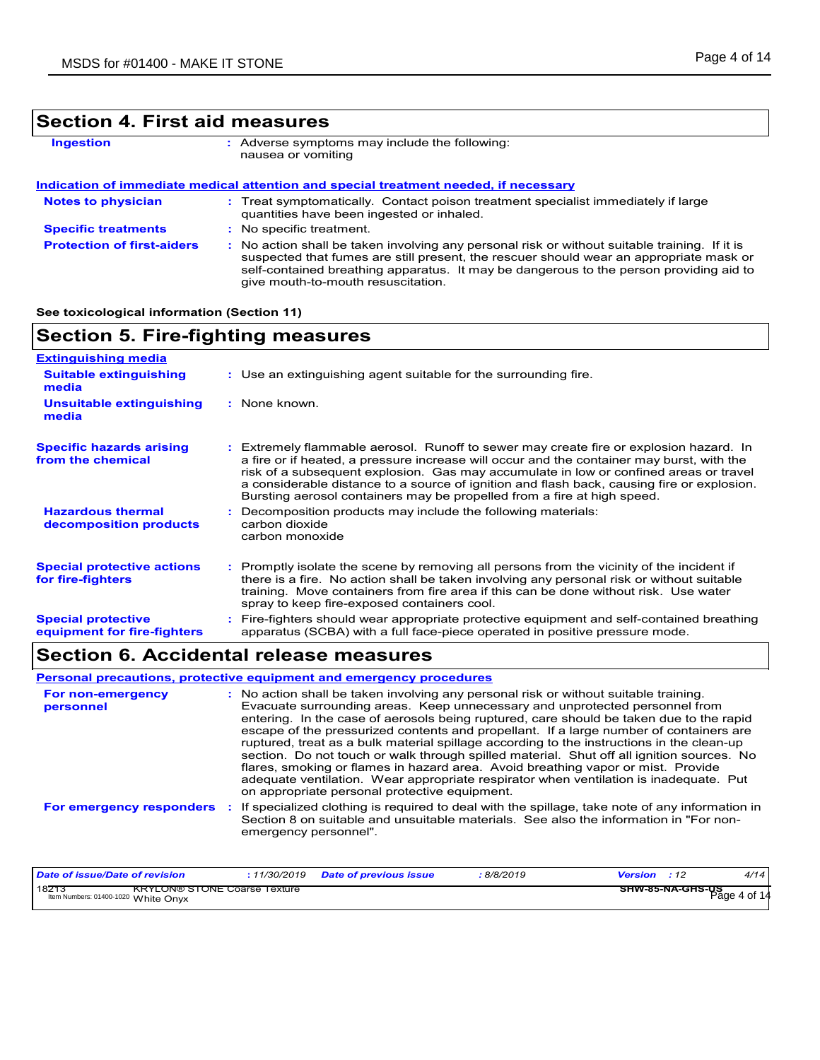## Section 4. First aid measures

**Ingestion** : Adverse symptoms may include the following:
nausea or vomiting

**Indication of immediate medical attention and special treatment needed, if necessary**

**Notes to physician** : Treat symptomatically. Contact poison treatment specialist immediately if large quantities have been ingested or inhaled.

**Specific treatments** : No specific treatment.

**Protection of first-aiders** : No action shall be taken involving any personal risk or without suitable training. If it is suspected that fumes are still present, the rescuer should wear an appropriate mask or self-contained breathing apparatus. It may be dangerous to the person providing aid to give mouth-to-mouth resuscitation.

**See toxicological information (Section 11)**

## Section 5. Fire-fighting measures

**Extinguishing media**

**Suitable extinguishing media** : Use an extinguishing agent suitable for the surrounding fire.

**Unsuitable extinguishing media** : None known.

**Specific hazards arising from the chemical** : Extremely flammable aerosol. Runoff to sewer may create fire or explosion hazard. In a fire or if heated, a pressure increase will occur and the container may burst, with the risk of a subsequent explosion. Gas may accumulate in low or confined areas or travel a considerable distance to a source of ignition and flash back, causing fire or explosion. Bursting aerosol containers may be propelled from a fire at high speed.

**Hazardous thermal decomposition products** : Decomposition products may include the following materials:
carbon dioxide
carbon monoxide

**Special protective actions for fire-fighters** : Promptly isolate the scene by removing all persons from the vicinity of the incident if there is a fire. No action shall be taken involving any personal risk or without suitable training. Move containers from fire area if this can be done without risk. Use water spray to keep fire-exposed containers cool.

**Special protective equipment for fire-fighters** : Fire-fighters should wear appropriate protective equipment and self-contained breathing apparatus (SCBA) with a full face-piece operated in positive pressure mode.

## Section 6. Accidental release measures

**Personal precautions, protective equipment and emergency procedures**

**For non-emergency personnel** : No action shall be taken involving any personal risk or without suitable training. Evacuate surrounding areas. Keep unnecessary and unprotected personnel from entering. In the case of aerosols being ruptured, care should be taken due to the rapid escape of the pressurized contents and propellant. If a large number of containers are ruptured, treat as a bulk material spillage according to the instructions in the clean-up section. Do not touch or walk through spilled material. Shut off all ignition sources. No flares, smoking or flames in hazard area. Avoid breathing vapor or mist. Provide adequate ventilation. Wear appropriate respirator when ventilation is inadequate. Put on appropriate personal protective equipment.

**For emergency responders** : If specialized clothing is required to deal with the spillage, take note of any information in Section 8 on suitable and unsuitable materials. See also the information in "For non-emergency personnel".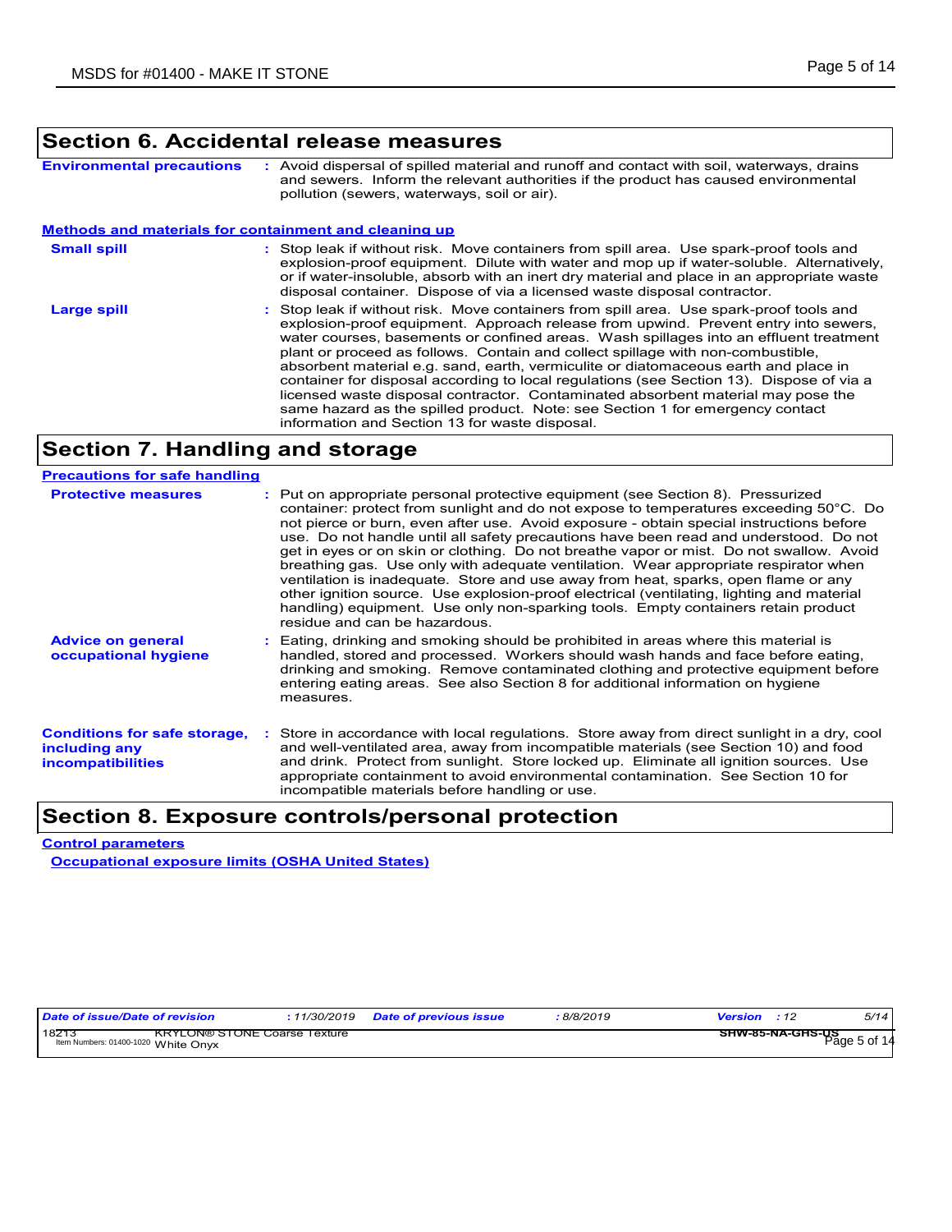## Section 6. Accidental release measures

**Environmental precautions** : Avoid dispersal of spilled material and runoff and contact with soil, waterways, drains and sewers. Inform the relevant authorities if the product has caused environmental pollution (sewers, waterways, soil or air).

### Methods and materials for containment and cleaning up

**Small spill** : Stop leak if without risk. Move containers from spill area. Use spark-proof tools and explosion-proof equipment. Dilute with water and mop up if water-soluble. Alternatively, or if water-insoluble, absorb with an inert dry material and place in an appropriate waste disposal container. Dispose of via a licensed waste disposal contractor.

**Large spill** : Stop leak if without risk. Move containers from spill area. Use spark-proof tools and explosion-proof equipment. Approach release from upwind. Prevent entry into sewers, water courses, basements or confined areas. Wash spillages into an effluent treatment plant or proceed as follows. Contain and collect spillage with non-combustible, absorbent material e.g. sand, earth, vermiculite or diatomaceous earth and place in container for disposal according to local regulations (see Section 13). Dispose of via a licensed waste disposal contractor. Contaminated absorbent material may pose the same hazard as the spilled product. Note: see Section 1 for emergency contact information and Section 13 for waste disposal.

## Section 7. Handling and storage

### Precautions for safe handling

**Protective measures** : Put on appropriate personal protective equipment (see Section 8). Pressurized container: protect from sunlight and do not expose to temperatures exceeding 50°C. Do not pierce or burn, even after use. Avoid exposure - obtain special instructions before use. Do not handle until all safety precautions have been read and understood. Do not get in eyes or on skin or clothing. Do not breathe vapor or mist. Do not swallow. Avoid breathing gas. Use only with adequate ventilation. Wear appropriate respirator when ventilation is inadequate. Store and use away from heat, sparks, open flame or any other ignition source. Use explosion-proof electrical (ventilating, lighting and material handling) equipment. Use only non-sparking tools. Empty containers retain product residue and can be hazardous.

**Advice on general occupational hygiene** : Eating, drinking and smoking should be prohibited in areas where this material is handled, stored and processed. Workers should wash hands and face before eating, drinking and smoking. Remove contaminated clothing and protective equipment before entering eating areas. See also Section 8 for additional information on hygiene measures.

**Conditions for safe storage, including any incompatibilities** : Store in accordance with local regulations. Store away from direct sunlight in a dry, cool and well-ventilated area, away from incompatible materials (see Section 10) and food and drink. Protect from sunlight. Store locked up. Eliminate all ignition sources. Use appropriate containment to avoid environmental contamination. See Section 10 for incompatible materials before handling or use.

## Section 8. Exposure controls/personal protection

### Control parameters

#### Occupational exposure limits (OSHA United States)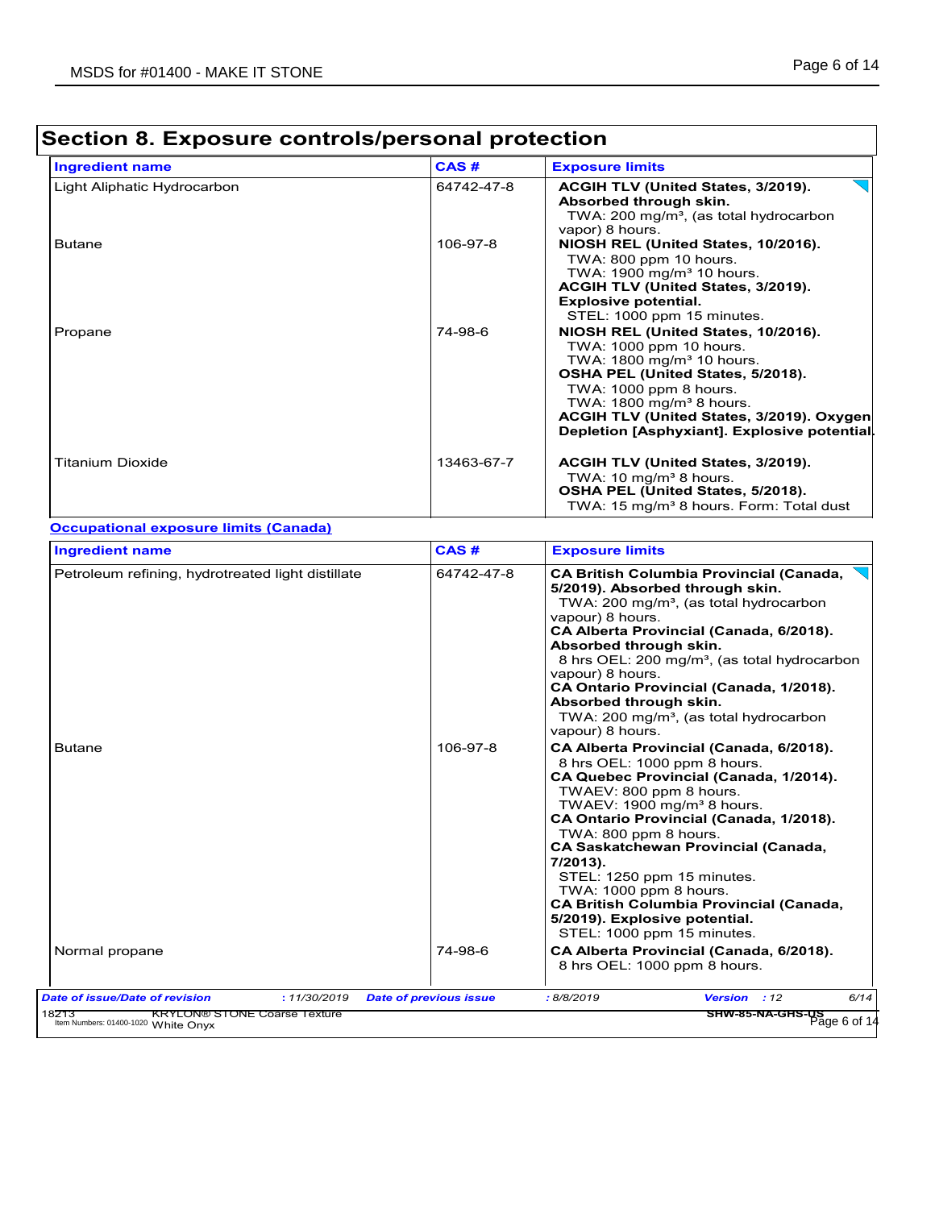## Section 8. Exposure controls/personal protection

| Ingredient name | CAS # | Exposure limits |
| --- | --- | --- |
| Light Aliphatic Hydrocarbon | 64742-47-8 | **ACGIH TLV (United States, 3/2019). Absorbed through skin.**<br>TWA: 200 mg/m³, (as total hydrocarbon vapor) 8 hours. |
| Butane | 106-97-8 | **NIOSH REL (United States, 10/2016).**<br>TWA: 800 ppm 10 hours.<br>TWA: 1900 mg/m³ 10 hours.<br>**ACGIH TLV (United States, 3/2019). Explosive potential.**<br>STEL: 1000 ppm 15 minutes. |
| Propane | 74-98-6 | **NIOSH REL (United States, 10/2016).**<br>TWA: 1000 ppm 10 hours.<br>TWA: 1800 mg/m³ 10 hours.<br>**OSHA PEL (United States, 5/2018).**<br>TWA: 1000 ppm 8 hours.<br>TWA: 1800 mg/m³ 8 hours.<br>**ACGIH TLV (United States, 3/2019). Oxygen Depletion [Asphyxiant]. Explosive potential.** |
| Titanium Dioxide | 13463-67-7 | **ACGIH TLV (United States, 3/2019).**<br>TWA: 10 mg/m³ 8 hours.<br>**OSHA PEL (United States, 5/2018).**<br>TWA: 15 mg/m³ 8 hours. Form: Total dust |

**Occupational exposure limits (Canada)**

| Ingredient name | CAS # | Exposure limits |
| --- | --- | --- |
| Petroleum refining, hydrotreated light distillate | 64742-47-8 | **CA British Columbia Provincial (Canada, 5/2019). Absorbed through skin.**<br>TWA: 200 mg/m³, (as total hydrocarbon vapour) 8 hours.<br>**CA Alberta Provincial (Canada, 6/2018). Absorbed through skin.**<br>8 hrs OEL: 200 mg/m³, (as total hydrocarbon vapour) 8 hours.<br>**CA Ontario Provincial (Canada, 1/2018). Absorbed through skin.**<br>TWA: 200 mg/m³, (as total hydrocarbon vapour) 8 hours. |
| Butane | 106-97-8 | **CA Alberta Provincial (Canada, 6/2018).**<br>8 hrs OEL: 1000 ppm 8 hours.<br>**CA Quebec Provincial (Canada, 1/2014).**<br>TWAEV: 800 ppm 8 hours.<br>TWAEV: 1900 mg/m³ 8 hours.<br>**CA Ontario Provincial (Canada, 1/2018).**<br>TWA: 800 ppm 8 hours.<br>**CA Saskatchewan Provincial (Canada, 7/2013).**<br>STEL: 1250 ppm 15 minutes.<br>TWA: 1000 ppm 8 hours.<br>**CA British Columbia Provincial (Canada, 5/2019). Explosive potential.**<br>STEL: 1000 ppm 15 minutes. |
| Normal propane | 74-98-6 | **CA Alberta Provincial (Canada, 6/2018).**<br>8 hrs OEL: 1000 ppm 8 hours. |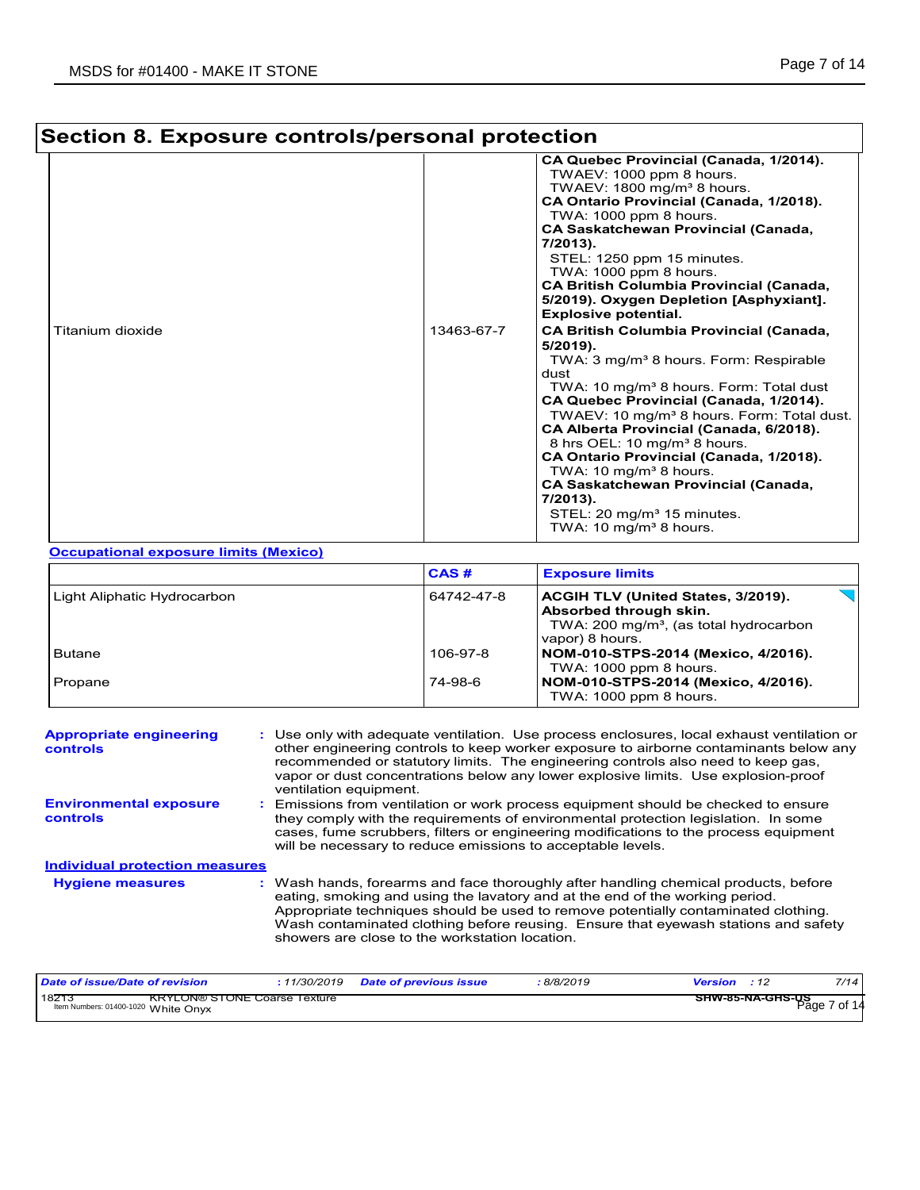## Section 8. Exposure controls/personal protection

| | | |
|---|---|---|
| | | **CA Quebec Provincial (Canada, 1/2014).**<br>TWAEV: 1000 ppm 8 hours.<br>TWAEV: 1800 mg/m³ 8 hours.<br>**CA Ontario Provincial (Canada, 1/2018).**<br>TWA: 1000 ppm 8 hours.<br>**CA Saskatchewan Provincial (Canada, 7/2013).**<br>STEL: 1250 ppm 15 minutes.<br>TWA: 1000 ppm 8 hours.<br>**CA British Columbia Provincial (Canada, 5/2019). Oxygen Depletion [Asphyxiant]. Explosive potential.** |
| Titanium dioxide | 13463-67-7 | **CA British Columbia Provincial (Canada, 5/2019).**<br>TWA: 3 mg/m³ 8 hours. Form: Respirable dust<br>TWA: 10 mg/m³ 8 hours. Form: Total dust<br>**CA Quebec Provincial (Canada, 1/2014).**<br>TWAEV: 10 mg/m³ 8 hours. Form: Total dust.<br>**CA Alberta Provincial (Canada, 6/2018).**<br>8 hrs OEL: 10 mg/m³ 8 hours.<br>**CA Ontario Provincial (Canada, 1/2018).**<br>TWA: 10 mg/m³ 8 hours.<br>**CA Saskatchewan Provincial (Canada, 7/2013).**<br>STEL: 20 mg/m³ 15 minutes.<br>TWA: 10 mg/m³ 8 hours. |

**Occupational exposure limits (Mexico)**

| | CAS # | Exposure limits |
|---|---|---|
| Light Aliphatic Hydrocarbon | 64742-47-8 | **ACGIH TLV (United States, 3/2019). Absorbed through skin.**<br>TWA: 200 mg/m³, (as total hydrocarbon vapor) 8 hours. |
| Butane | 106-97-8 | **NOM-010-STPS-2014 (Mexico, 4/2016).**<br>TWA: 1000 ppm 8 hours. |
| Propane | 74-98-6 | **NOM-010-STPS-2014 (Mexico, 4/2016).**<br>TWA: 1000 ppm 8 hours. |

**Appropriate engineering controls** : Use only with adequate ventilation. Use process enclosures, local exhaust ventilation or other engineering controls to keep worker exposure to airborne contaminants below any recommended or statutory limits. The engineering controls also need to keep gas, vapor or dust concentrations below any lower explosive limits. Use explosion-proof ventilation equipment.

**Environmental exposure controls** : Emissions from ventilation or work process equipment should be checked to ensure they comply with the requirements of environmental protection legislation. In some cases, fume scrubbers, filters or engineering modifications to the process equipment will be necessary to reduce emissions to acceptable levels.

**Individual protection measures**

**Hygiene measures** : Wash hands, forearms and face thoroughly after handling chemical products, before eating, smoking and using the lavatory and at the end of the working period. Appropriate techniques should be used to remove potentially contaminated clothing. Wash contaminated clothing before reusing. Ensure that eyewash stations and safety showers are close to the workstation location.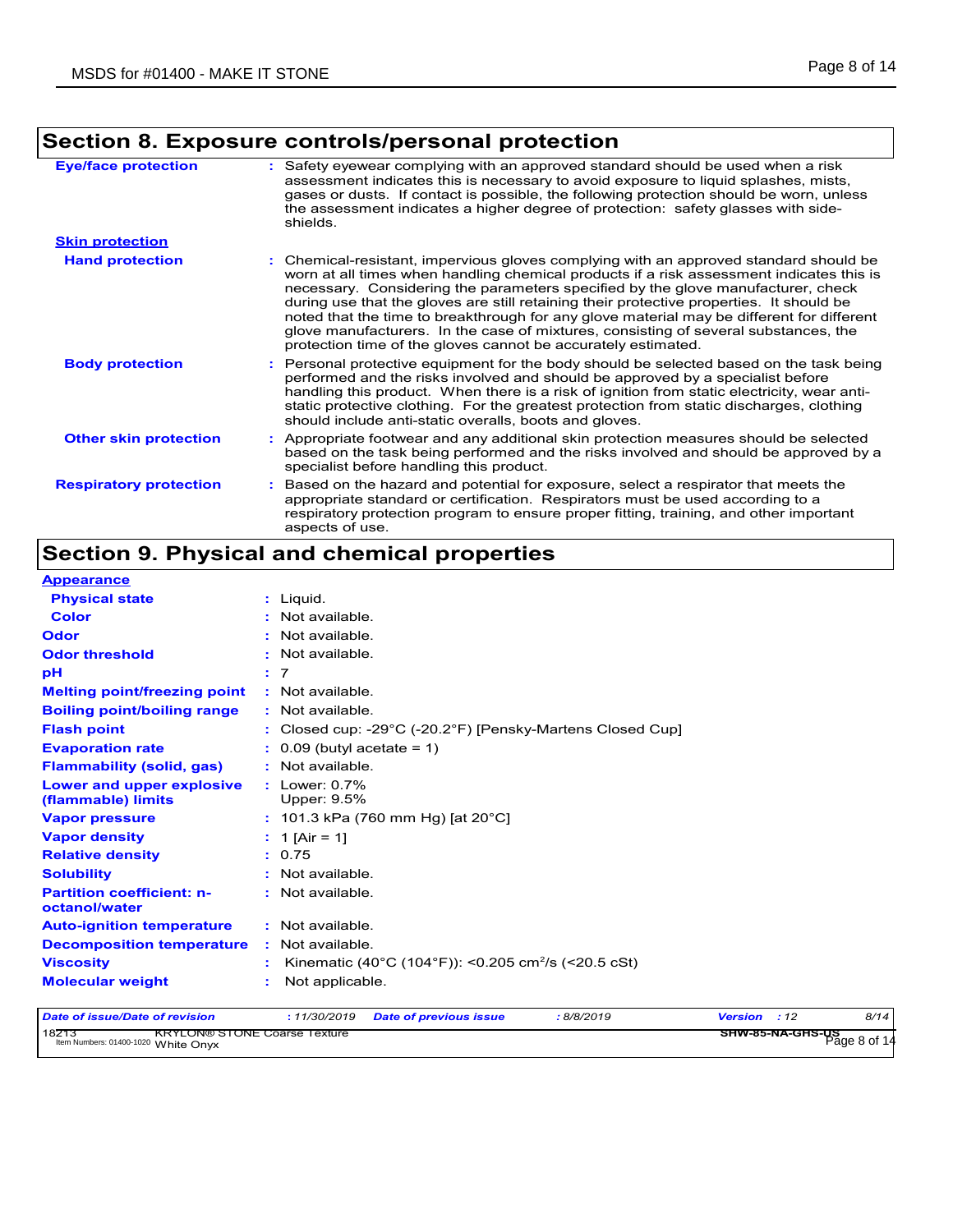## Section 8. Exposure controls/personal protection

**Eye/face protection** : Safety eyewear complying with an approved standard should be used when a risk assessment indicates this is necessary to avoid exposure to liquid splashes, mists, gases or dusts. If contact is possible, the following protection should be worn, unless the assessment indicates a higher degree of protection: safety glasses with side-shields.

**Skin protection**

**Hand protection** : Chemical-resistant, impervious gloves complying with an approved standard should be worn at all times when handling chemical products if a risk assessment indicates this is necessary. Considering the parameters specified by the glove manufacturer, check during use that the gloves are still retaining their protective properties. It should be noted that the time to breakthrough for any glove material may be different for different glove manufacturers. In the case of mixtures, consisting of several substances, the protection time of the gloves cannot be accurately estimated.

**Body protection** : Personal protective equipment for the body should be selected based on the task being performed and the risks involved and should be approved by a specialist before handling this product. When there is a risk of ignition from static electricity, wear anti-static protective clothing. For the greatest protection from static discharges, clothing should include anti-static overalls, boots and gloves.

**Other skin protection** : Appropriate footwear and any additional skin protection measures should be selected based on the task being performed and the risks involved and should be approved by a specialist before handling this product.

**Respiratory protection** : Based on the hazard and potential for exposure, select a respirator that meets the appropriate standard or certification. Respirators must be used according to a respiratory protection program to ensure proper fitting, training, and other important aspects of use.

## Section 9. Physical and chemical properties

**Appearance**

| Property | Value |
|---|---|
| Physical state | Liquid. |
| Color | Not available. |
| Odor | Not available. |
| Odor threshold | Not available. |
| pH | 7 |
| Melting point/freezing point | Not available. |
| Boiling point/boiling range | Not available. |
| Flash point | Closed cup: -29°C (-20.2°F) [Pensky-Martens Closed Cup] |
| Evaporation rate | 0.09 (butyl acetate = 1) |
| Flammability (solid, gas) | Not available. |
| Lower and upper explosive (flammable) limits | Lower: 0.7%<br>Upper: 9.5% |
| Vapor pressure | 101.3 kPa (760 mm Hg) [at 20°C] |
| Vapor density | 1 [Air = 1] |
| Relative density | 0.75 |
| Solubility | Not available. |
| Partition coefficient: n-octanol/water | Not available. |
| Auto-ignition temperature | Not available. |
| Decomposition temperature | Not available. |
| Viscosity | Kinematic (40°C (104°F)): <0.205 $cm^2/s$ (<20.5 cSt) |
| Molecular weight | Not applicable. |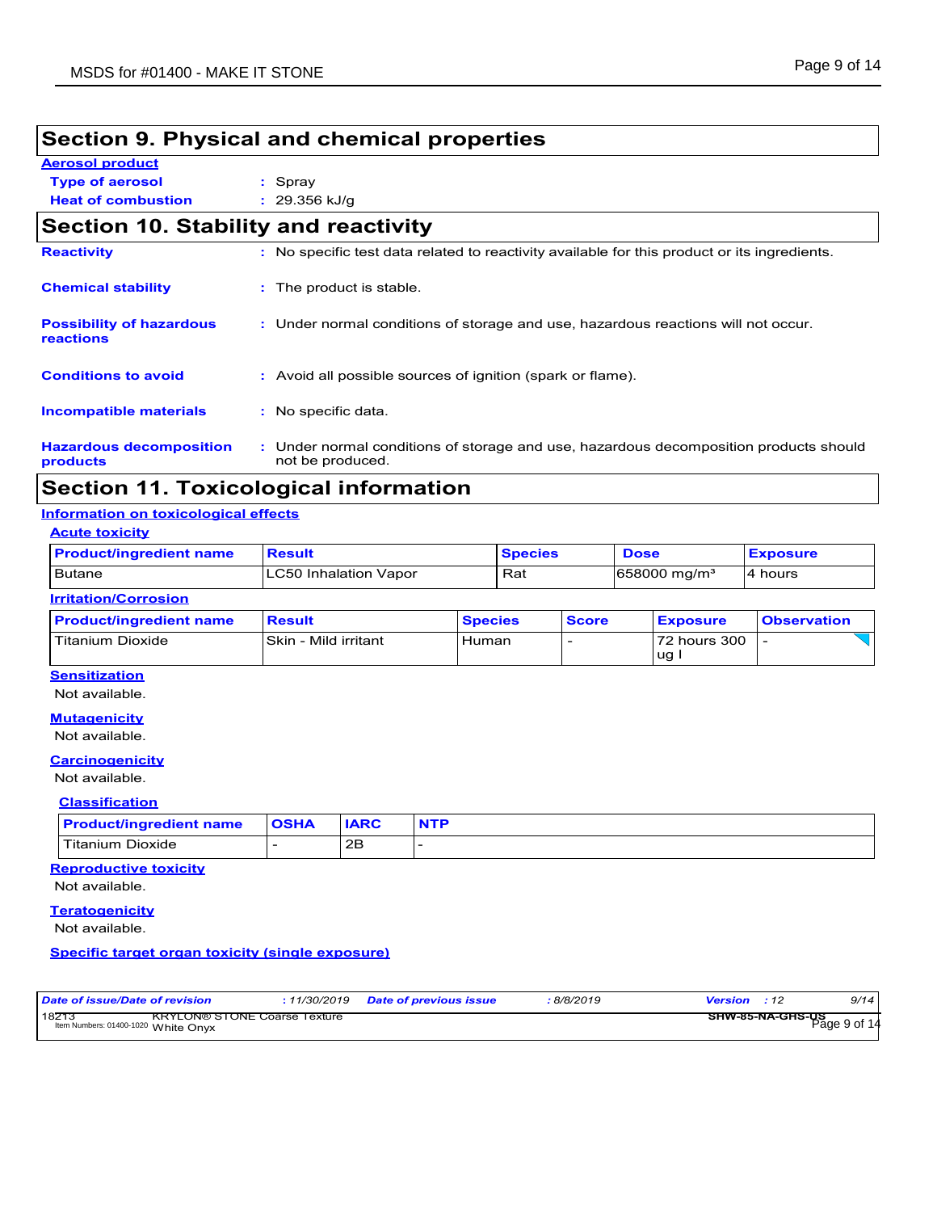## Section 9. Physical and chemical properties

**Aerosol product**

**Type of aerosol** : Spray

**Heat of combustion** : 29.356 kJ/g

## Section 10. Stability and reactivity

**Reactivity** : No specific test data related to reactivity available for this product or its ingredients.

**Chemical stability** : The product is stable.

**Possibility of hazardous reactions** : Under normal conditions of storage and use, hazardous reactions will not occur.

**Conditions to avoid** : Avoid all possible sources of ignition (spark or flame).

**Incompatible materials** : No specific data.

**Hazardous decomposition products** : Under normal conditions of storage and use, hazardous decomposition products should not be produced.

## Section 11. Toxicological information

**Information on toxicological effects**

**Acute toxicity**

| Product/ingredient name | Result | Species | Dose | Exposure |
|---|---|---|---|---|
| Butane | LC50 Inhalation Vapor | Rat | 658000 mg/m³ | 4 hours |

**Irritation/Corrosion**

| Product/ingredient name | Result | Species | Score | Exposure | Observation |
|---|---|---|---|---|---|
| Titanium Dioxide | Skin - Mild irritant | Human | - | 72 hours 300 ug I | - |

**Sensitization**

Not available.

**Mutagenicity**

Not available.

**Carcinogenicity**

Not available.

**Classification**

| Product/ingredient name | OSHA | IARC | NTP |
|---|---|---|---|
| Titanium Dioxide | - | 2B | - |

**Reproductive toxicity**

Not available.

**Teratogenicity**

Not available.

**Specific target organ toxicity (single exposure)**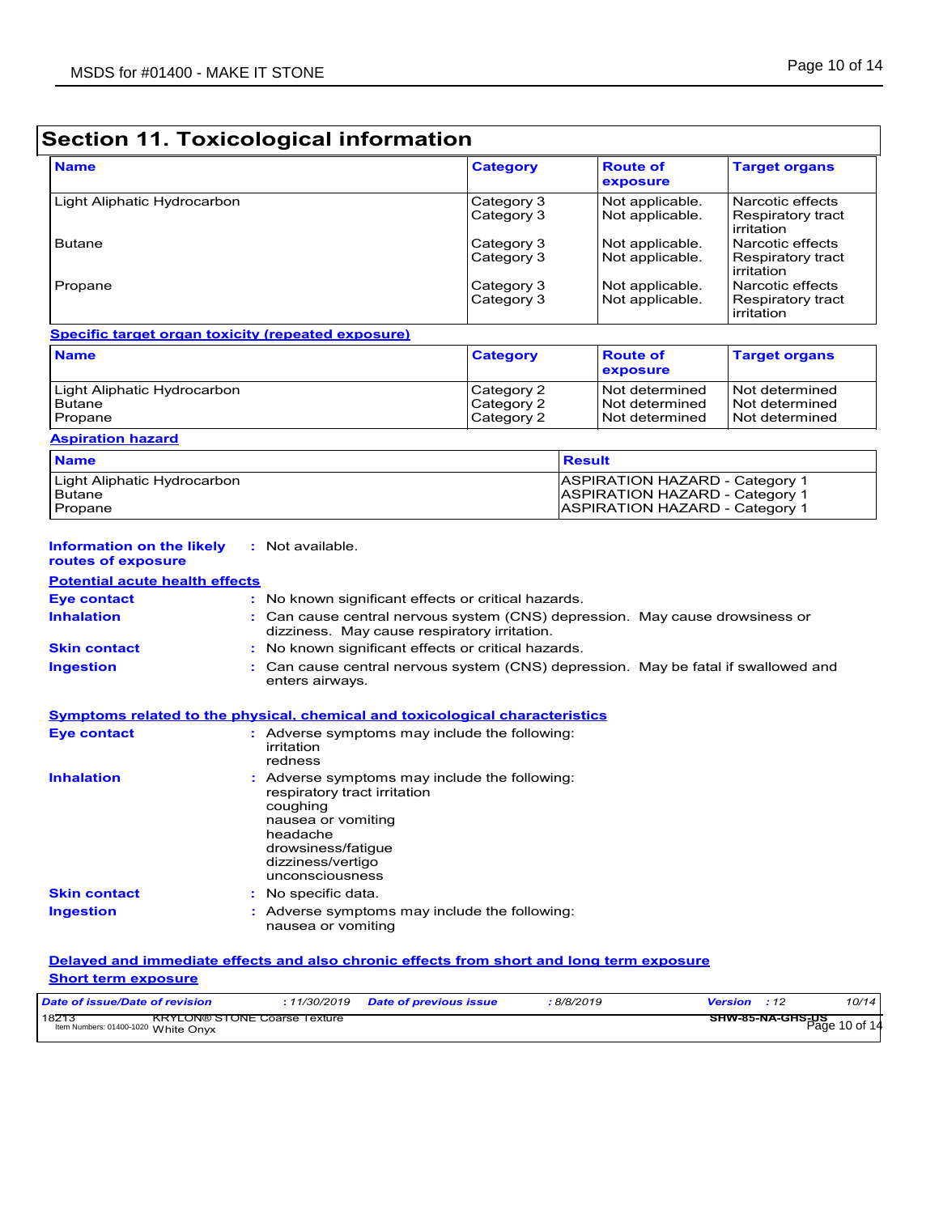## Section 11. Toxicological information

| Name | Category | Route of exposure | Target organs |
|---|---|---|---|
| Light Aliphatic Hydrocarbon | Category 3<br>Category 3 | Not applicable.<br>Not applicable. | Narcotic effects<br>Respiratory tract irritation |
| Butane | Category 3<br>Category 3 | Not applicable.<br>Not applicable. | Narcotic effects<br>Respiratory tract irritation |
| Propane | Category 3<br>Category 3 | Not applicable.<br>Not applicable. | Narcotic effects<br>Respiratory tract irritation |

**Specific target organ toxicity (repeated exposure)**

| Name | Category | Route of exposure | Target organs |
|---|---|---|---|
| Light Aliphatic Hydrocarbon | Category 2 | Not determined | Not determined |
| Butane | Category 2 | Not determined | Not determined |
| Propane | Category 2 | Not determined | Not determined |

**Aspiration hazard**

| Name | Result |
|---|---|
| Light Aliphatic Hydrocarbon | ASPIRATION HAZARD - Category 1 |
| Butane | ASPIRATION HAZARD - Category 1 |
| Propane | ASPIRATION HAZARD - Category 1 |

**Information on the likely routes of exposure** : Not available.

**Potential acute health effects**

**Eye contact** : No known significant effects or critical hazards.

**Inhalation** : Can cause central nervous system (CNS) depression. May cause drowsiness or dizziness. May cause respiratory irritation.

**Skin contact** : No known significant effects or critical hazards.

**Ingestion** : Can cause central nervous system (CNS) depression. May be fatal if swallowed and enters airways.

**Symptoms related to the physical, chemical and toxicological characteristics**

**Eye contact** : Adverse symptoms may include the following:
irritation
redness

**Inhalation** : Adverse symptoms may include the following:
respiratory tract irritation
coughing
nausea or vomiting
headache
drowsiness/fatigue
dizziness/vertigo
unconsciousness

**Skin contact** : No specific data.

**Ingestion** : Adverse symptoms may include the following:
nausea or vomiting

**Delayed and immediate effects and also chronic effects from short and long term exposure**

**Short term exposure**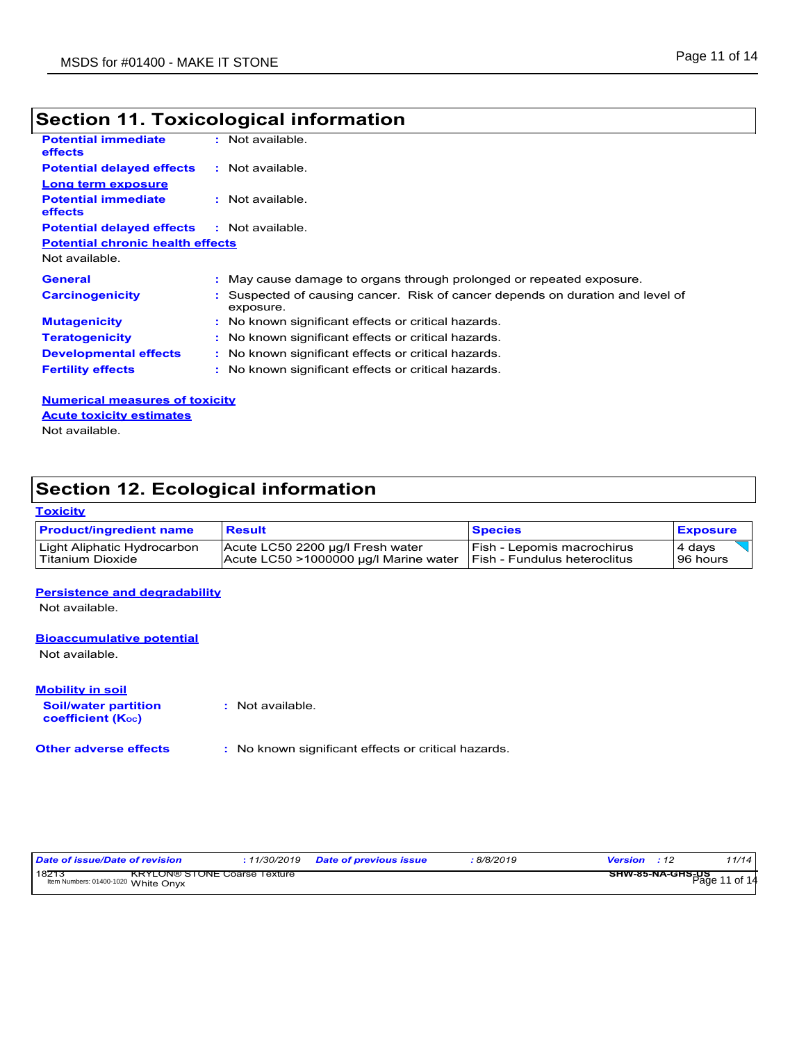## Section 11. Toxicological information

**Potential immediate effects** : Not available.

**Potential delayed effects** : Not available.

**Long term exposure**

**Potential immediate effects** : Not available.

**Potential delayed effects** : Not available.

**Potential chronic health effects**

Not available.

**General** : May cause damage to organs through prolonged or repeated exposure.

**Carcinogenicity** : Suspected of causing cancer. Risk of cancer depends on duration and level of exposure.

**Mutagenicity** : No known significant effects or critical hazards.

**Teratogenicity** : No known significant effects or critical hazards.

**Developmental effects** : No known significant effects or critical hazards.

**Fertility effects** : No known significant effects or critical hazards.

**Numerical measures of toxicity**

**Acute toxicity estimates**

Not available.

## Section 12. Ecological information

**Toxicity**

| Product/ingredient name | Result | Species | Exposure |
|---|---|---|---|
| Light Aliphatic Hydrocarbon | Acute LC50 2200 µg/l Fresh water | Fish - Lepomis macrochirus | 4 days |
| Titanium Dioxide | Acute LC50 >1000000 µg/l Marine water | Fish - Fundulus heteroclitus | 96 hours |

**Persistence and degradability**

Not available.

**Bioaccumulative potential**

Not available.

**Mobility in soil**

**Soil/water partition coefficient ($K_{oc}$)** : Not available.

**Other adverse effects** : No known significant effects or critical hazards.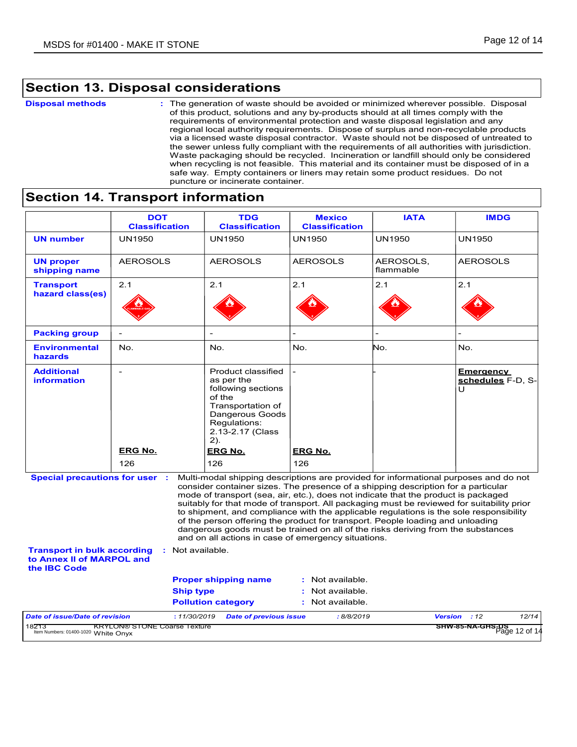## Section 13. Disposal considerations

**Disposal methods** : The generation of waste should be avoided or minimized wherever possible. Disposal of this product, solutions and any by-products should at all times comply with the requirements of environmental protection and waste disposal legislation and any regional local authority requirements. Dispose of surplus and non-recyclable products via a licensed waste disposal contractor. Waste should not be disposed of untreated to the sewer unless fully compliant with the requirements of all authorities with jurisdiction. Waste packaging should be recycled. Incineration or landfill should only be considered when recycling is not feasible. This material and its container must be disposed of in a safe way. Empty containers or liners may retain some product residues. Do not puncture or incinerate container.

## Section 14. Transport information

| | DOT Classification | TDG Classification | Mexico Classification | IATA | IMDG |
|---|---|---|---|---|---|
| **UN number** | UN1950 | UN1950 | UN1950 | UN1950 | UN1950 |
| **UN proper shipping name** | AEROSOLS | AEROSOLS | AEROSOLS | AEROSOLS, flammable | AEROSOLS |
| **Transport hazard class(es)** | 2.1 | 2.1 | 2.1 | 2.1 | 2.1 |
| **Packing group** | - | - | - | - | - |
| **Environmental hazards** | No. | No. | No. | No. | No. |
| **Additional information** | - <br> **ERG No.** <br> 126 | Product classified as per the following sections of the Transportation of Dangerous Goods Regulations: 2.13-2.17 (Class 2). <br> **ERG No.** <br> 126 | - <br> **ERG No.** <br> 126 | - | **Emergency schedules** F-D, S-U |

**Special precautions for user** : Multi-modal shipping descriptions are provided for informational purposes and do not consider container sizes. The presence of a shipping description for a particular mode of transport (sea, air, etc.), does not indicate that the product is packaged suitably for that mode of transport. All packaging must be reviewed for suitability prior to shipment, and compliance with the applicable regulations is the sole responsibility of the person offering the product for transport. People loading and unloading dangerous goods must be trained on all of the risks deriving from the substances and on all actions in case of emergency situations.

**Transport in bulk according to Annex II of MARPOL and the IBC Code** : Not available.

**Proper shipping name** : Not available.

**Ship type** : Not available.

**Pollution category** : Not available.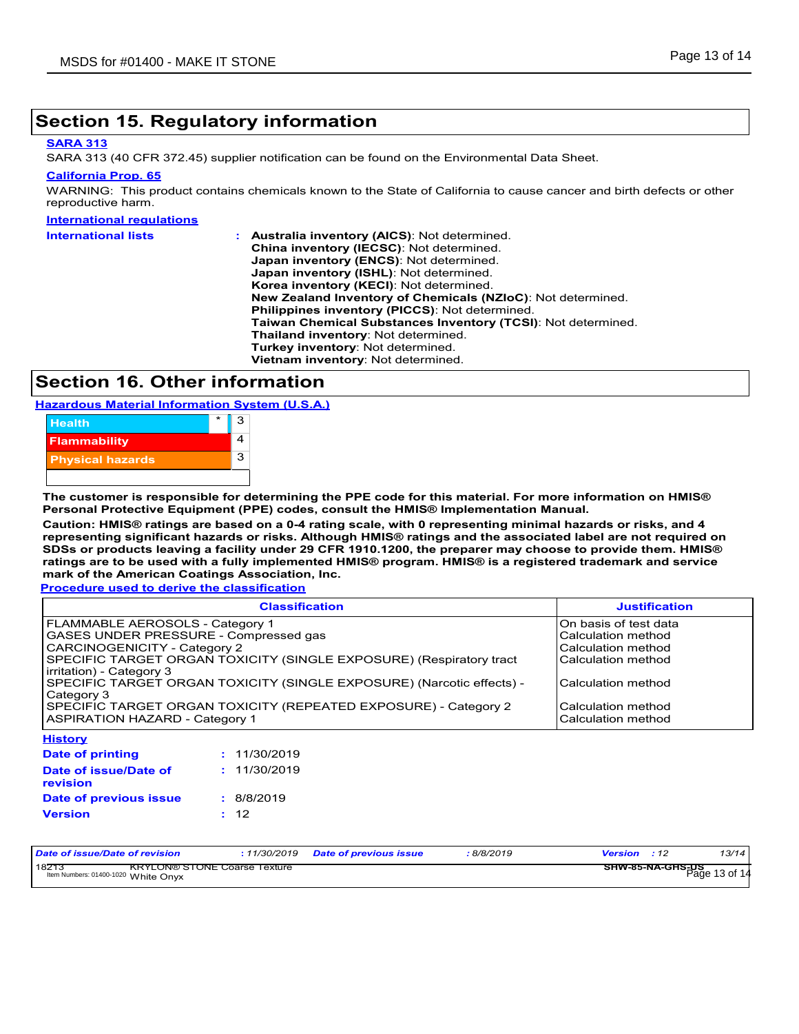## Section 15. Regulatory information

**SARA 313**

SARA 313 (40 CFR 372.45) supplier notification can be found on the Environmental Data Sheet.

**California Prop. 65**

WARNING: This product contains chemicals known to the State of California to cause cancer and birth defects or other reproductive harm.

**International regulations**

**International lists** : **Australia inventory (AICS)**: Not determined.
**China inventory (IECSC)**: Not determined.
**Japan inventory (ENCS)**: Not determined.
**Japan inventory (ISHL)**: Not determined.
**Korea inventory (KECI)**: Not determined.
**New Zealand Inventory of Chemicals (NZIoC)**: Not determined.
**Philippines inventory (PICCS)**: Not determined.
**Taiwan Chemical Substances Inventory (TCSI)**: Not determined.
**Thailand inventory**: Not determined.
**Turkey inventory**: Not determined.
**Vietnam inventory**: Not determined.

## Section 16. Other information

**Hazardous Material Information System (U.S.A.)**

| | | |
|---|---|---|
| Health | * | 3 |
| Flammability | | 4 |
| Physical hazards | | 3 |

**The customer is responsible for determining the PPE code for this material. For more information on HMIS® Personal Protective Equipment (PPE) codes, consult the HMIS® Implementation Manual.**

**Caution: HMIS® ratings are based on a 0-4 rating scale, with 0 representing minimal hazards or risks, and 4 representing significant hazards or risks. Although HMIS® ratings and the associated label are not required on SDSs or products leaving a facility under 29 CFR 1910.1200, the preparer may choose to provide them. HMIS® ratings are to be used with a fully implemented HMIS® program. HMIS® is a registered trademark and service mark of the American Coatings Association, Inc.**

**Procedure used to derive the classification**

| Classification | Justification |
|---|---|
| FLAMMABLE AEROSOLS - Category 1 | On basis of test data |
| GASES UNDER PRESSURE - Compressed gas | Calculation method |
| CARCINOGENICITY - Category 2 | Calculation method |
| SPECIFIC TARGET ORGAN TOXICITY (SINGLE EXPOSURE) (Respiratory tract irritation) - Category 3 | Calculation method |
| SPECIFIC TARGET ORGAN TOXICITY (SINGLE EXPOSURE) (Narcotic effects) - Category 3 | Calculation method |
| SPECIFIC TARGET ORGAN TOXICITY (REPEATED EXPOSURE) - Category 2 | Calculation method |
| ASPIRATION HAZARD - Category 1 | Calculation method |

**History**

**Date of printing** : 11/30/2019

**Date of issue/Date of revision** : 11/30/2019

**Date of previous issue** : 8/8/2019

**Version** : 12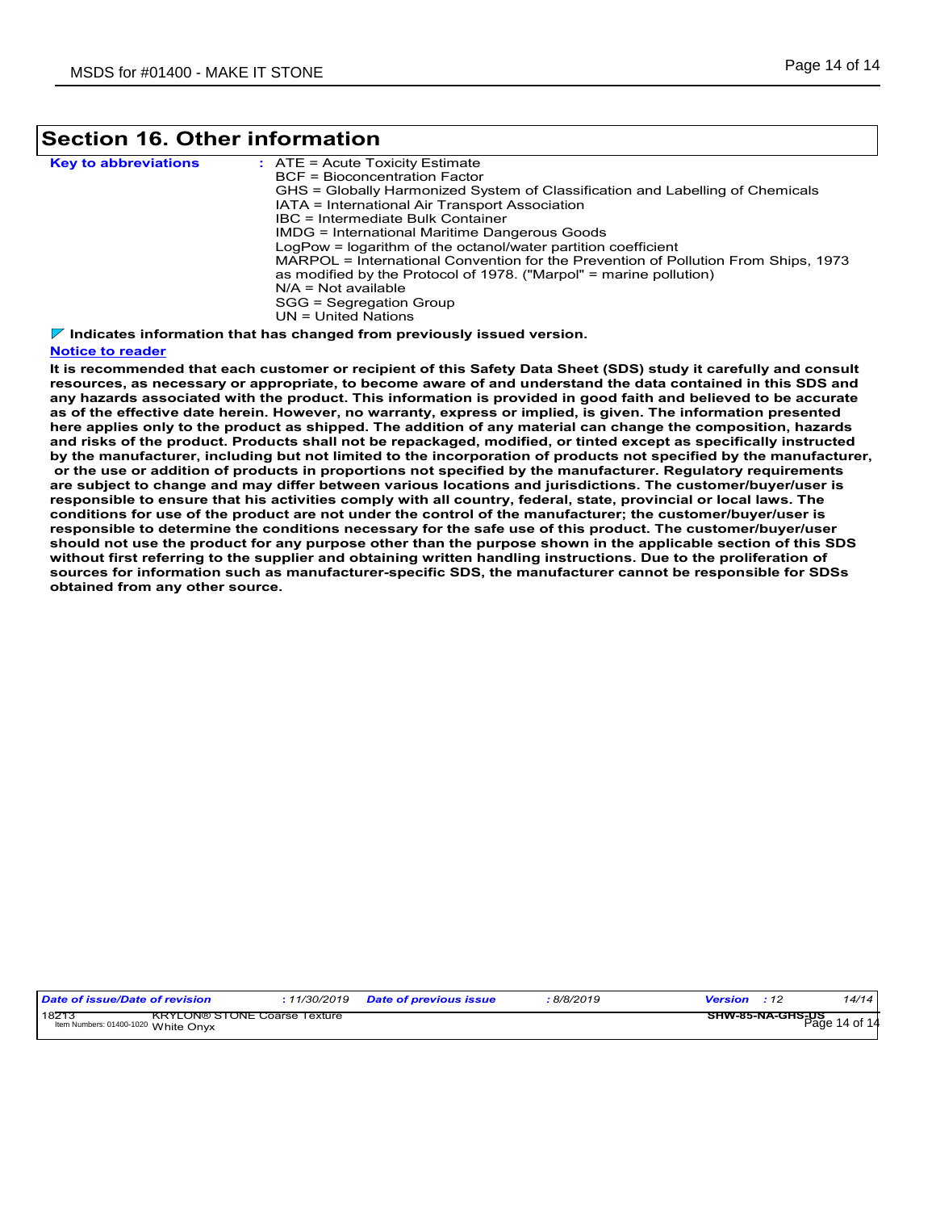## Section 16. Other information

**Key to abbreviations** : ATE = Acute Toxicity Estimate
BCF = Bioconcentration Factor
GHS = Globally Harmonized System of Classification and Labelling of Chemicals
IATA = International Air Transport Association
IBC = Intermediate Bulk Container
IMDG = International Maritime Dangerous Goods
LogPow = logarithm of the octanol/water partition coefficient
MARPOL = International Convention for the Prevention of Pollution From Ships, 1973 as modified by the Protocol of 1978. ("Marpol" = marine pollution)
N/A = Not available
SGG = Segregation Group
UN = United Nations

**Indicates information that has changed from previously issued version.**

**Notice to reader**

**It is recommended that each customer or recipient of this Safety Data Sheet (SDS) study it carefully and consult resources, as necessary or appropriate, to become aware of and understand the data contained in this SDS and any hazards associated with the product. This information is provided in good faith and believed to be accurate as of the effective date herein. However, no warranty, express or implied, is given. The information presented here applies only to the product as shipped. The addition of any material can change the composition, hazards and risks of the product. Products shall not be repackaged, modified, or tinted except as specifically instructed by the manufacturer, including but not limited to the incorporation of products not specified by the manufacturer, or the use or addition of products in proportions not specified by the manufacturer. Regulatory requirements are subject to change and may differ between various locations and jurisdictions. The customer/buyer/user is responsible to ensure that his activities comply with all country, federal, state, provincial or local laws. The conditions for use of the product are not under the control of the manufacturer; the customer/buyer/user is responsible to determine the conditions necessary for the safe use of this product. The customer/buyer/user should not use the product for any purpose other than the purpose shown in the applicable section of this SDS without first referring to the supplier and obtaining written handling instructions. Due to the proliferation of sources for information such as manufacturer-specific SDS, the manufacturer cannot be responsible for SDSs obtained from any other source.**

| | | | | | |
|---|---|---|---|---|---|
| *Date of issue/Date of revision* | *: 11/30/2019* | *Date of previous issue* | *: 8/8/2019* | *Version : 12* | *14/14* |
| 18213 Item Numbers: 01400-1020 | KRYLON® STONE Coarse Texture White Onyx | | | SHW-85-NA-GHS-US | |